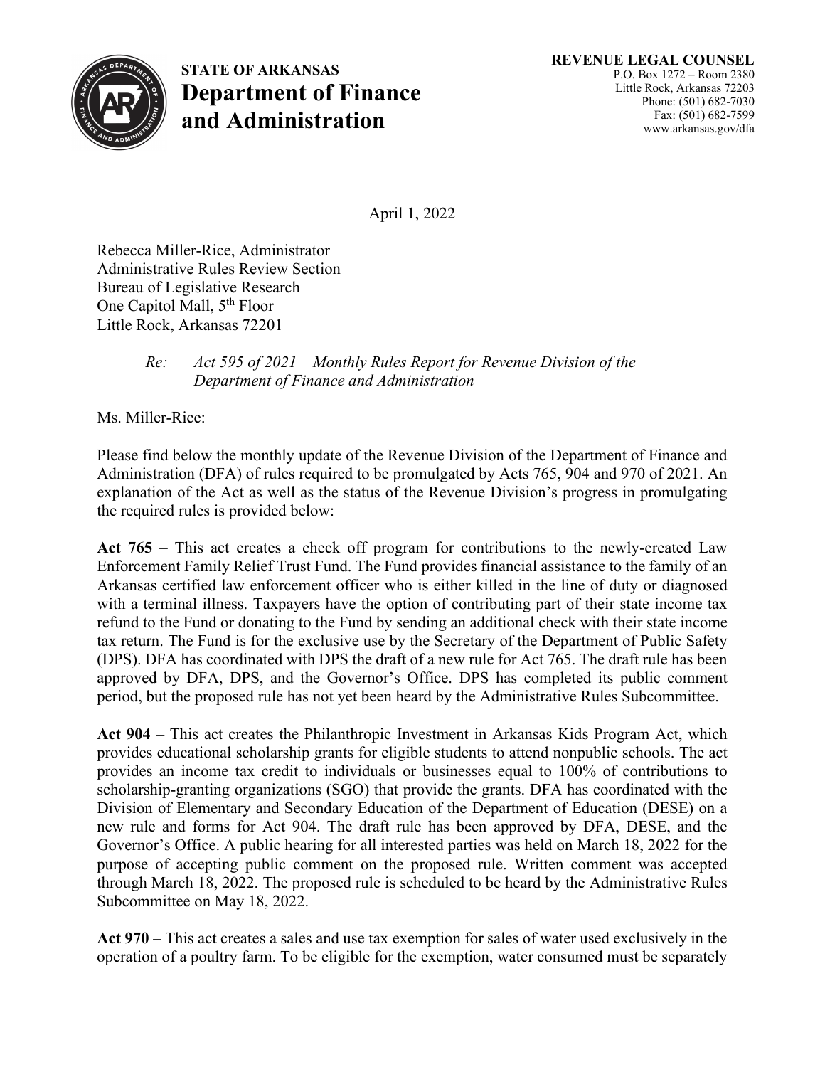**STATE OF ARKANSAS**
# Department of Finance and Administration

**REVENUE LEGAL COUNSEL**
P.O. Box 1272 – Room 2380
Little Rock, Arkansas 72203
Phone: (501) 682-7030
Fax: (501) 682-7599
www.arkansas.gov/dfa

April 1, 2022

Rebecca Miller-Rice, Administrator
Administrative Rules Review Section
Bureau of Legislative Research
One Capitol Mall, 5th Floor
Little Rock, Arkansas 72201

*Re: Act 595 of 2021 – Monthly Rules Report for Revenue Division of the Department of Finance and Administration*

Ms. Miller-Rice:

Please find below the monthly update of the Revenue Division of the Department of Finance and Administration (DFA) of rules required to be promulgated by Acts 765, 904 and 970 of 2021. An explanation of the Act as well as the status of the Revenue Division's progress in promulgating the required rules is provided below:

**Act 765** – This act creates a check off program for contributions to the newly-created Law Enforcement Family Relief Trust Fund. The Fund provides financial assistance to the family of an Arkansas certified law enforcement officer who is either killed in the line of duty or diagnosed with a terminal illness. Taxpayers have the option of contributing part of their state income tax refund to the Fund or donating to the Fund by sending an additional check with their state income tax return. The Fund is for the exclusive use by the Secretary of the Department of Public Safety (DPS). DFA has coordinated with DPS the draft of a new rule for Act 765. The draft rule has been approved by DFA, DPS, and the Governor's Office. DPS has completed its public comment period, but the proposed rule has not yet been heard by the Administrative Rules Subcommittee.

**Act 904** – This act creates the Philanthropic Investment in Arkansas Kids Program Act, which provides educational scholarship grants for eligible students to attend nonpublic schools. The act provides an income tax credit to individuals or businesses equal to 100% of contributions to scholarship-granting organizations (SGO) that provide the grants. DFA has coordinated with the Division of Elementary and Secondary Education of the Department of Education (DESE) on a new rule and forms for Act 904. The draft rule has been approved by DFA, DESE, and the Governor's Office. A public hearing for all interested parties was held on March 18, 2022 for the purpose of accepting public comment on the proposed rule. Written comment was accepted through March 18, 2022. The proposed rule is scheduled to be heard by the Administrative Rules Subcommittee on May 18, 2022.

**Act 970** – This act creates a sales and use tax exemption for sales of water used exclusively in the operation of a poultry farm. To be eligible for the exemption, water consumed must be separately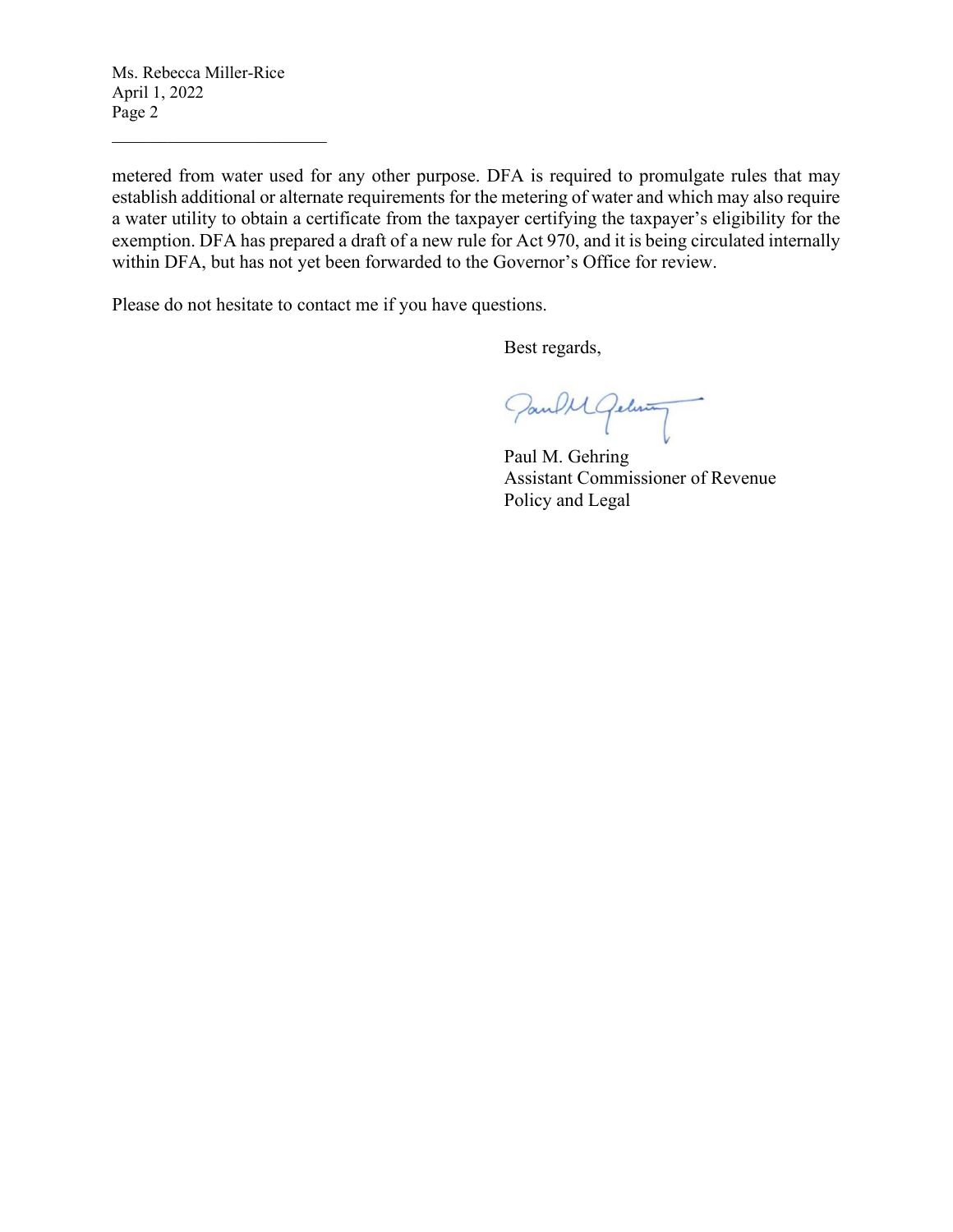metered from water used for any other purpose. DFA is required to promulgate rules that may establish additional or alternate requirements for the metering of water and which may also require a water utility to obtain a certificate from the taxpayer certifying the taxpayer's eligibility for the exemption. DFA has prepared a draft of a new rule for Act 970, and it is being circulated internally within DFA, but has not yet been forwarded to the Governor's Office for review.

Please do not hesitate to contact me if you have questions.

Best regards,

Paul M. Gehring
Assistant Commissioner of Revenue
Policy and Legal